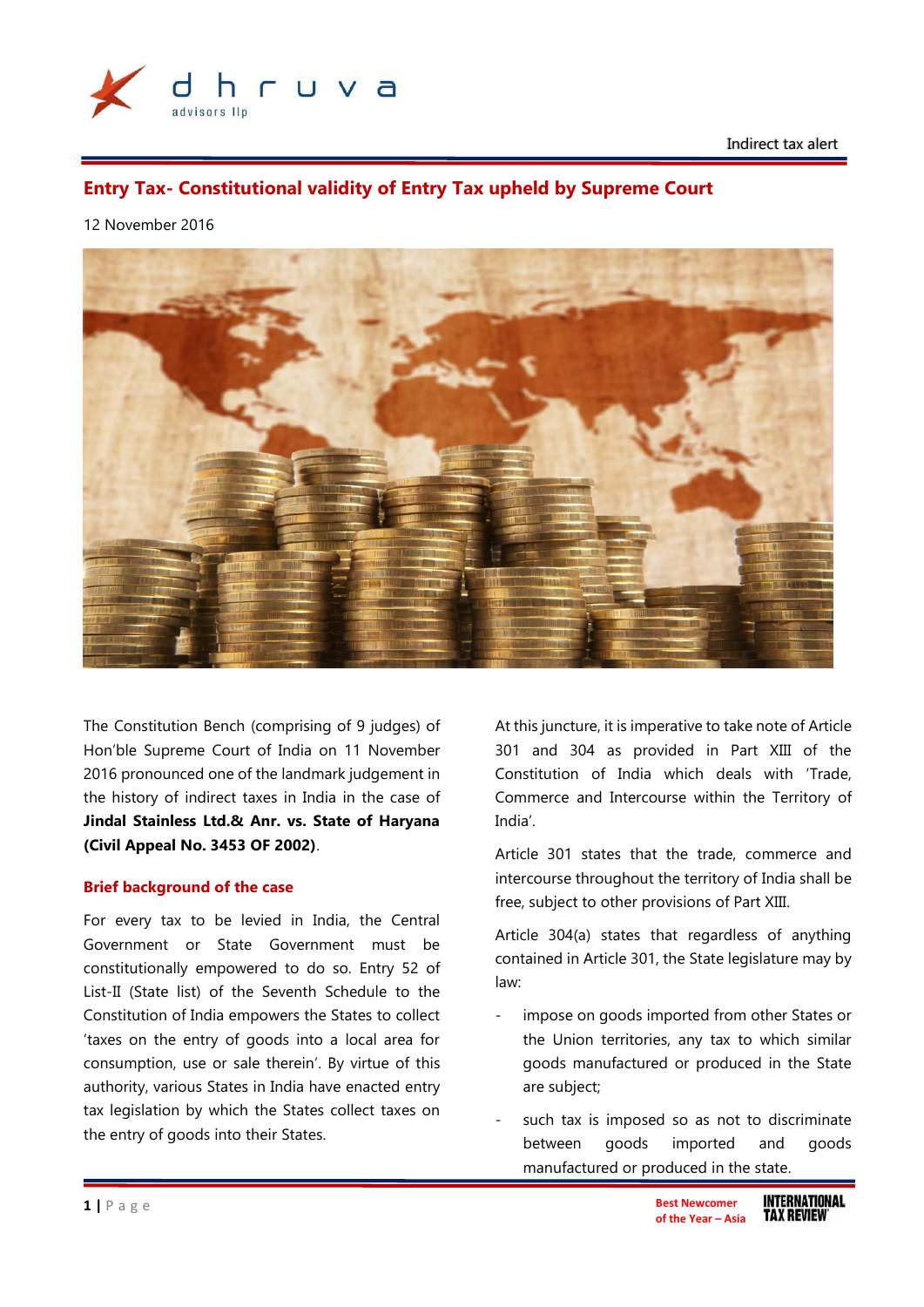Indirect tax alert

# Entry Tax- Constitutional validity of Entry Tax upheld by Supreme Court

12 November 2016

The Constitution Bench (comprising of 9 judges) of Hon'ble Supreme Court of India on 11 November 2016 pronounced one of the landmark judgement in the history of indirect taxes in India in the case of **Jindal Stainless Ltd.& Anr. vs. State of Haryana (Civil Appeal No. 3453 OF 2002)**.

## Brief background of the case

For every tax to be levied in India, the Central Government or State Government must be constitutionally empowered to do so. Entry 52 of List-II (State list) of the Seventh Schedule to the Constitution of India empowers the States to collect 'taxes on the entry of goods into a local area for consumption, use or sale therein'. By virtue of this authority, various States in India have enacted entry tax legislation by which the States collect taxes on the entry of goods into their States.

At this juncture, it is imperative to take note of Article 301 and 304 as provided in Part XIII of the Constitution of India which deals with 'Trade, Commerce and Intercourse within the Territory of India'.

Article 301 states that the trade, commerce and intercourse throughout the territory of India shall be free, subject to other provisions of Part XIII.

Article 304(a) states that regardless of anything contained in Article 301, the State legislature may by law:

- impose on goods imported from other States or the Union territories, any tax to which similar goods manufactured or produced in the State are subject;
- such tax is imposed so as not to discriminate between goods imported and goods manufactured or produced in the state.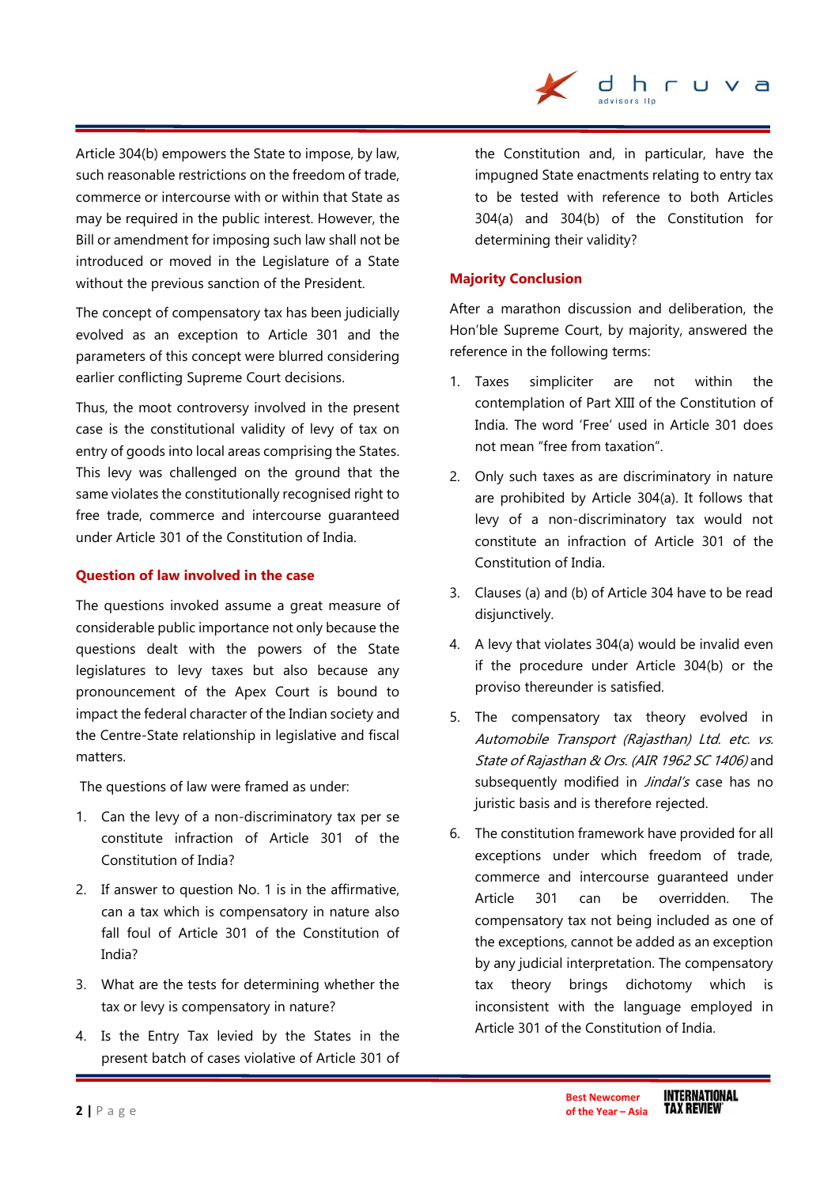Article 304(b) empowers the State to impose, by law, such reasonable restrictions on the freedom of trade, commerce or intercourse with or within that State as may be required in the public interest. However, the Bill or amendment for imposing such law shall not be introduced or moved in the Legislature of a State without the previous sanction of the President.

The concept of compensatory tax has been judicially evolved as an exception to Article 301 and the parameters of this concept were blurred considering earlier conflicting Supreme Court decisions.

Thus, the moot controversy involved in the present case is the constitutional validity of levy of tax on entry of goods into local areas comprising the States. This levy was challenged on the ground that the same violates the constitutionally recognised right to free trade, commerce and intercourse guaranteed under Article 301 of the Constitution of India.

## Question of law involved in the case

The questions invoked assume a great measure of considerable public importance not only because the questions dealt with the powers of the State legislatures to levy taxes but also because any pronouncement of the Apex Court is bound to impact the federal character of the Indian society and the Centre-State relationship in legislative and fiscal matters.

The questions of law were framed as under:

1. Can the levy of a non-discriminatory tax per se constitute infraction of Article 301 of the Constitution of India?
2. If answer to question No. 1 is in the affirmative, can a tax which is compensatory in nature also fall foul of Article 301 of the Constitution of India?
3. What are the tests for determining whether the tax or levy is compensatory in nature?
4. Is the Entry Tax levied by the States in the present batch of cases violative of Article 301 of the Constitution and, in particular, have the impugned State enactments relating to entry tax to be tested with reference to both Articles 304(a) and 304(b) of the Constitution for determining their validity?

## Majority Conclusion

After a marathon discussion and deliberation, the Hon'ble Supreme Court, by majority, answered the reference in the following terms:

1. Taxes simpliciter are not within the contemplation of Part XIII of the Constitution of India. The word 'Free' used in Article 301 does not mean "free from taxation".
2. Only such taxes as are discriminatory in nature are prohibited by Article 304(a). It follows that levy of a non-discriminatory tax would not constitute an infraction of Article 301 of the Constitution of India.
3. Clauses (a) and (b) of Article 304 have to be read disjunctively.
4. A levy that violates 304(a) would be invalid even if the procedure under Article 304(b) or the proviso thereunder is satisfied.
5. The compensatory tax theory evolved in *Automobile Transport (Rajasthan) Ltd. etc. vs. State of Rajasthan & Ors. (AIR 1962 SC 1406)* and subsequently modified in *Jindal's* case has no juristic basis and is therefore rejected.
6. The constitution framework have provided for all exceptions under which freedom of trade, commerce and intercourse guaranteed under Article 301 can be overridden. The compensatory tax not being included as one of the exceptions, cannot be added as an exception by any judicial interpretation. The compensatory tax theory brings dichotomy which is inconsistent with the language employed in Article 301 of the Constitution of India.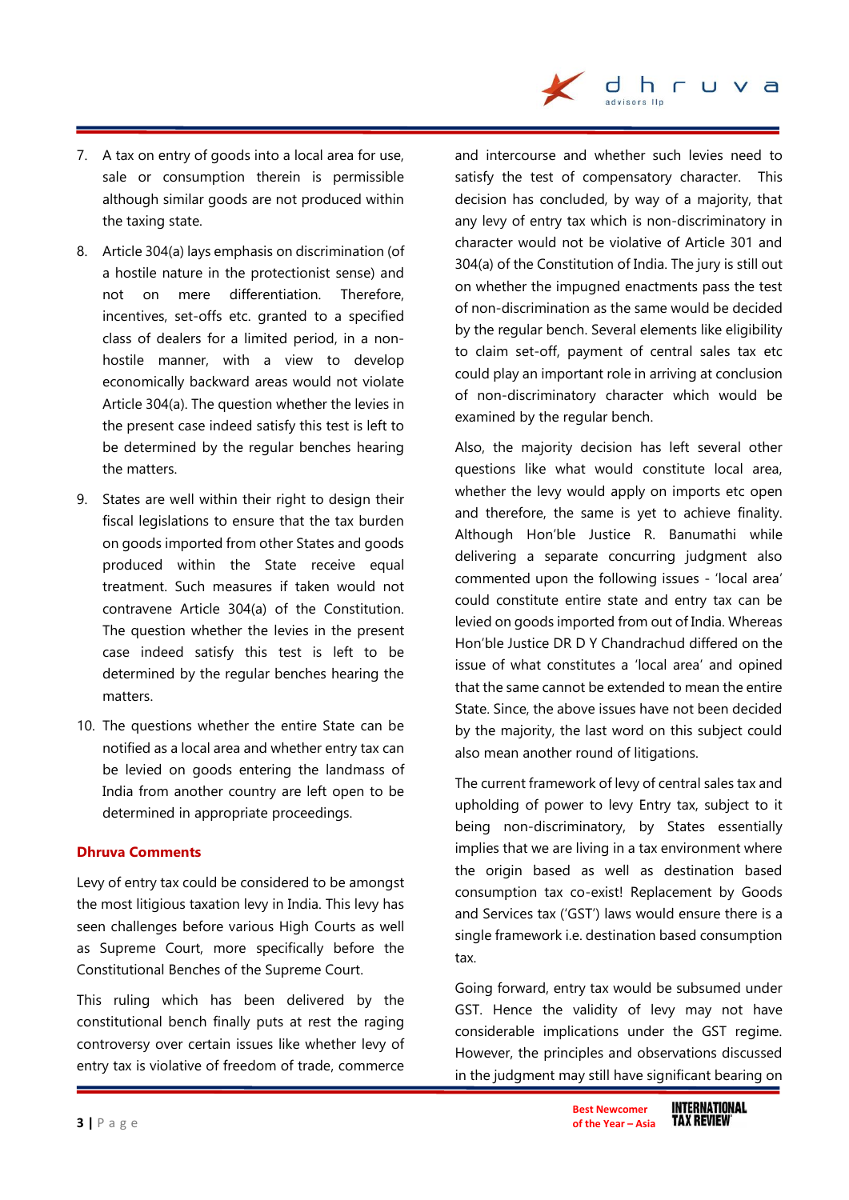7. A tax on entry of goods into a local area for use, sale or consumption therein is permissible although similar goods are not produced within the taxing state.

8. Article 304(a) lays emphasis on discrimination (of a hostile nature in the protectionist sense) and not on mere differentiation. Therefore, incentives, set-offs etc. granted to a specified class of dealers for a limited period, in a non-hostile manner, with a view to develop economically backward areas would not violate Article 304(a). The question whether the levies in the present case indeed satisfy this test is left to be determined by the regular benches hearing the matters.

9. States are well within their right to design their fiscal legislations to ensure that the tax burden on goods imported from other States and goods produced within the State receive equal treatment. Such measures if taken would not contravene Article 304(a) of the Constitution. The question whether the levies in the present case indeed satisfy this test is left to be determined by the regular benches hearing the matters.

10. The questions whether the entire State can be notified as a local area and whether entry tax can be levied on goods entering the landmass of India from another country are left open to be determined in appropriate proceedings.

### Dhruva Comments

Levy of entry tax could be considered to be amongst the most litigious taxation levy in India. This levy has seen challenges before various High Courts as well as Supreme Court, more specifically before the Constitutional Benches of the Supreme Court.

This ruling which has been delivered by the constitutional bench finally puts at rest the raging controversy over certain issues like whether levy of entry tax is violative of freedom of trade, commerce and intercourse and whether such levies need to satisfy the test of compensatory character. This decision has concluded, by way of a majority, that any levy of entry tax which is non-discriminatory in character would not be violative of Article 301 and 304(a) of the Constitution of India. The jury is still out on whether the impugned enactments pass the test of non-discrimination as the same would be decided by the regular bench. Several elements like eligibility to claim set-off, payment of central sales tax etc could play an important role in arriving at conclusion of non-discriminatory character which would be examined by the regular bench.

Also, the majority decision has left several other questions like what would constitute local area, whether the levy would apply on imports etc open and therefore, the same is yet to achieve finality. Although Hon'ble Justice R. Banumathi while delivering a separate concurring judgment also commented upon the following issues - 'local area' could constitute entire state and entry tax can be levied on goods imported from out of India. Whereas Hon'ble Justice DR D Y Chandrachud differed on the issue of what constitutes a 'local area' and opined that the same cannot be extended to mean the entire State. Since, the above issues have not been decided by the majority, the last word on this subject could also mean another round of litigations.

The current framework of levy of central sales tax and upholding of power to levy Entry tax, subject to it being non-discriminatory, by States essentially implies that we are living in a tax environment where the origin based as well as destination based consumption tax co-exist! Replacement by Goods and Services tax ('GST') laws would ensure there is a single framework i.e. destination based consumption tax.

Going forward, entry tax would be subsumed under GST. Hence the validity of levy may not have considerable implications under the GST regime. However, the principles and observations discussed in the judgment may still have significant bearing on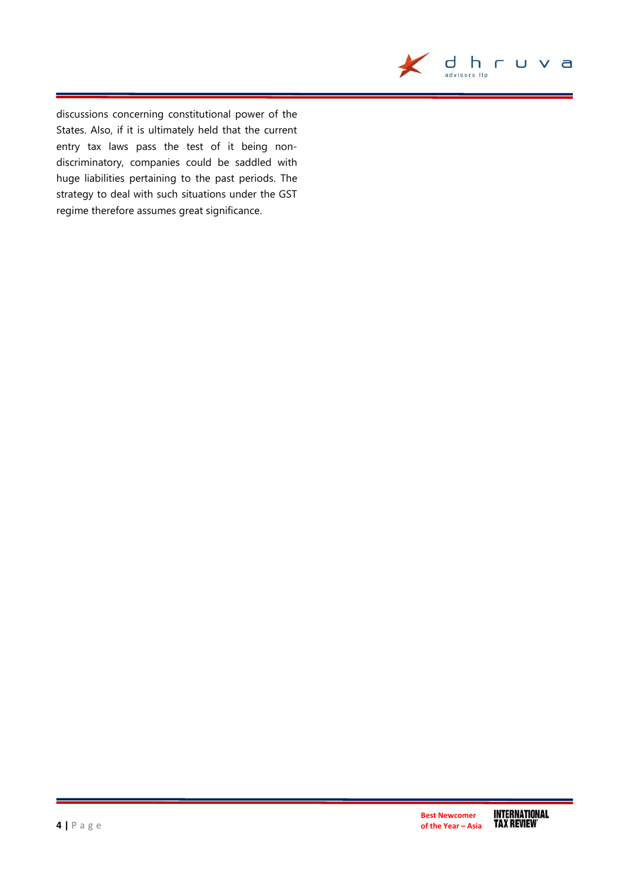discussions concerning constitutional power of the States. Also, if it is ultimately held that the current entry tax laws pass the test of it being non-discriminatory, companies could be saddled with huge liabilities pertaining to the past periods. The strategy to deal with such situations under the GST regime therefore assumes great significance.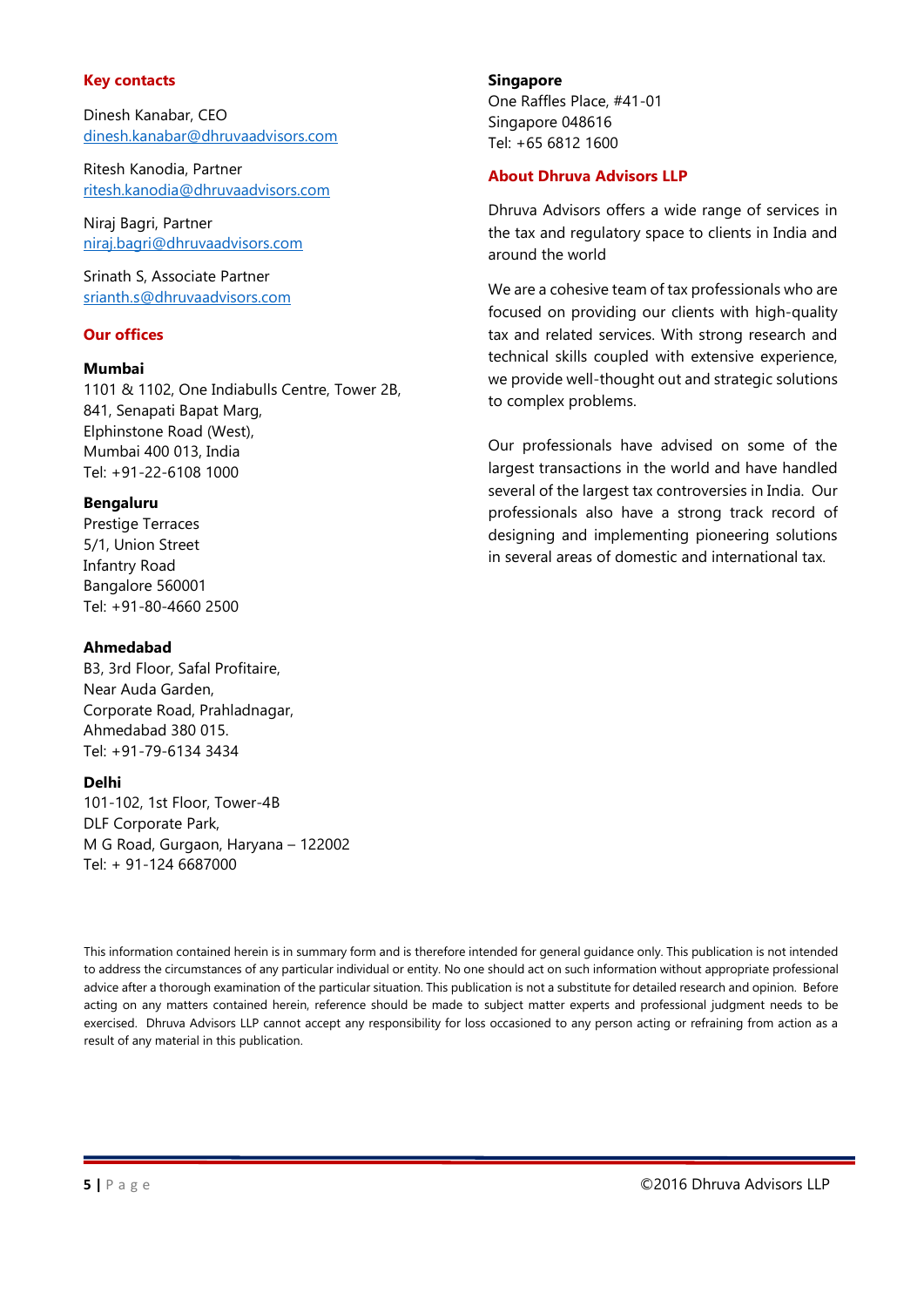**Key contacts**

Dinesh Kanabar, CEO
dinesh.kanabar@dhruvaadvisors.com

Ritesh Kanodia, Partner
ritesh.kanodia@dhruvaadvisors.com

Niraj Bagri, Partner
niraj.bagri@dhruvaadvisors.com

Srinath S, Associate Partner
srianth.s@dhruvaadvisors.com

**Our offices**

**Mumbai**
1101 & 1102, One Indiabulls Centre, Tower 2B,
841, Senapati Bapat Marg,
Elphinstone Road (West),
Mumbai 400 013, India
Tel: +91-22-6108 1000

**Bengaluru**
Prestige Terraces
5/1, Union Street
Infantry Road
Bangalore 560001
Tel: +91-80-4660 2500

**Ahmedabad**
B3, 3rd Floor, Safal Profitaire,
Near Auda Garden,
Corporate Road, Prahladnagar,
Ahmedabad 380 015.
Tel: +91-79-6134 3434

**Delhi**
101-102, 1st Floor, Tower-4B
DLF Corporate Park,
M G Road, Gurgaon, Haryana – 122002
Tel: + 91-124 6687000

**Singapore**
One Raffles Place, #41-01
Singapore 048616
Tel: +65 6812 1600

**About Dhruva Advisors LLP**

Dhruva Advisors offers a wide range of services in the tax and regulatory space to clients in India and around the world

We are a cohesive team of tax professionals who are focused on providing our clients with high-quality tax and related services. With strong research and technical skills coupled with extensive experience, we provide well-thought out and strategic solutions to complex problems.

Our professionals have advised on some of the largest transactions in the world and have handled several of the largest tax controversies in India. Our professionals also have a strong track record of designing and implementing pioneering solutions in several areas of domestic and international tax.

This information contained herein is in summary form and is therefore intended for general guidance only. This publication is not intended to address the circumstances of any particular individual or entity. No one should act on such information without appropriate professional advice after a thorough examination of the particular situation. This publication is not a substitute for detailed research and opinion. Before acting on any matters contained herein, reference should be made to subject matter experts and professional judgment needs to be exercised. Dhruva Advisors LLP cannot accept any responsibility for loss occasioned to any person acting or refraining from action as a result of any material in this publication.

©2016 Dhruva Advisors LLP